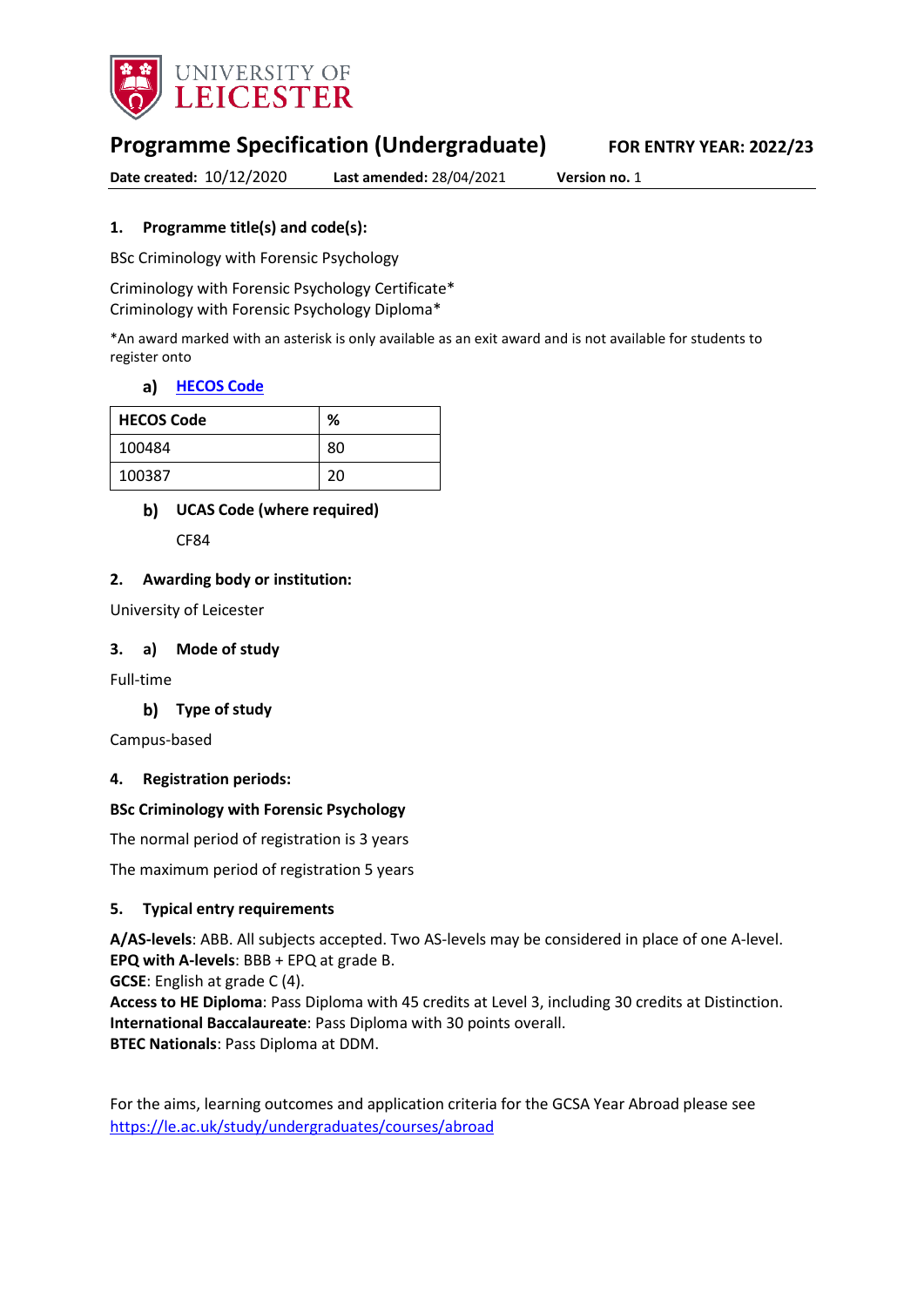# Programme Specification (Undergraduate)

**FOR ENTRY YEAR: 2022/23**

**Date created:** 10/12/2020 **Last amended:** 28/04/2021 **Version no.** 1

## 1. Programme title(s) and code(s):

BSc Criminology with Forensic Psychology

Criminology with Forensic Psychology Certificate*
Criminology with Forensic Psychology Diploma*

*An award marked with an asterisk is only available as an exit award and is not available for students to register onto

### a) HECOS Code

| HECOS Code | % |
|---|---|
| 100484 | 80 |
| 100387 | 20 |

### b) UCAS Code (where required)

CF84

## 2. Awarding body or institution:

University of Leicester

## 3. a) Mode of study

Full-time

### b) Type of study

Campus-based

## 4. Registration periods:

**BSc Criminology with Forensic Psychology**

The normal period of registration is 3 years

The maximum period of registration 5 years

## 5. Typical entry requirements

**A/AS-levels**: ABB. All subjects accepted. Two AS-levels may be considered in place of one A-level.
**EPQ with A-levels**: BBB + EPQ at grade B.
**GCSE**: English at grade C (4).
**Access to HE Diploma**: Pass Diploma with 45 credits at Level 3, including 30 credits at Distinction.
**International Baccalaureate**: Pass Diploma with 30 points overall.
**BTEC Nationals**: Pass Diploma at DDM.

For the aims, learning outcomes and application criteria for the GCSA Year Abroad please see https://le.ac.uk/study/undergraduates/courses/abroad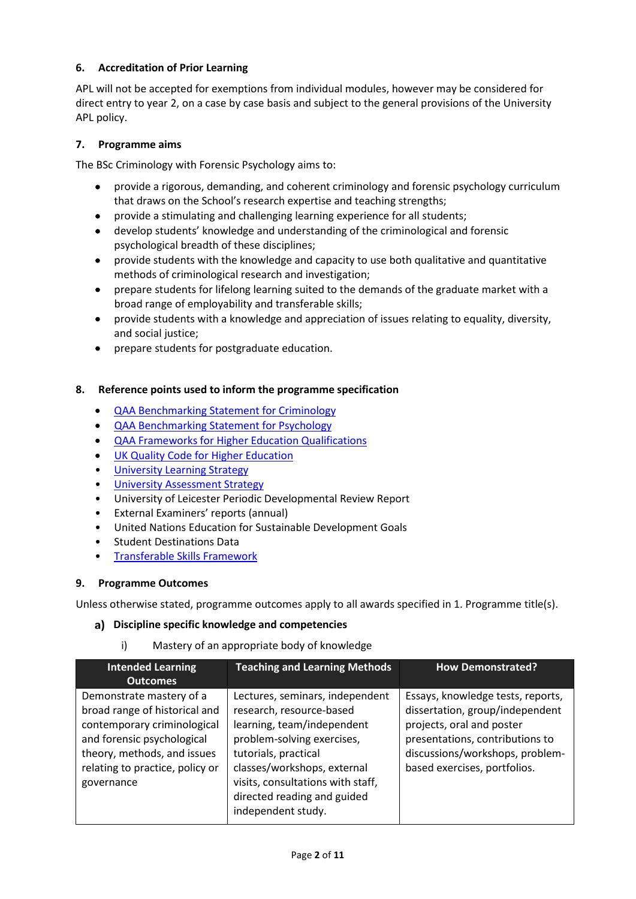### 6. Accreditation of Prior Learning

APL will not be accepted for exemptions from individual modules, however may be considered for direct entry to year 2, on a case by case basis and subject to the general provisions of the University APL policy.

### 7. Programme aims

The BSc Criminology with Forensic Psychology aims to:

- provide a rigorous, demanding, and coherent criminology and forensic psychology curriculum that draws on the School's research expertise and teaching strengths;
- provide a stimulating and challenging learning experience for all students;
- develop students' knowledge and understanding of the criminological and forensic psychological breadth of these disciplines;
- provide students with the knowledge and capacity to use both qualitative and quantitative methods of criminological research and investigation;
- prepare students for lifelong learning suited to the demands of the graduate market with a broad range of employability and transferable skills;
- provide students with a knowledge and appreciation of issues relating to equality, diversity, and social justice;
- prepare students for postgraduate education.

### 8. Reference points used to inform the programme specification

- QAA Benchmarking Statement for Criminology
- QAA Benchmarking Statement for Psychology
- QAA Frameworks for Higher Education Qualifications
- UK Quality Code for Higher Education
- University Learning Strategy
- University Assessment Strategy
- University of Leicester Periodic Developmental Review Report
- External Examiners' reports (annual)
- United Nations Education for Sustainable Development Goals
- Student Destinations Data
- Transferable Skills Framework

### 9. Programme Outcomes

Unless otherwise stated, programme outcomes apply to all awards specified in 1. Programme title(s).

#### a) Discipline specific knowledge and competencies

i) Mastery of an appropriate body of knowledge

| Intended Learning Outcomes | Teaching and Learning Methods | How Demonstrated? |
|---|---|---|
| Demonstrate mastery of a broad range of historical and contemporary criminological and forensic psychological theory, methods, and issues relating to practice, policy or governance | Lectures, seminars, independent research, resource-based learning, team/independent problem-solving exercises, tutorials, practical classes/workshops, external visits, consultations with staff, directed reading and guided independent study. | Essays, knowledge tests, reports, dissertation, group/independent projects, oral and poster presentations, contributions to discussions/workshops, problem-based exercises, portfolios. |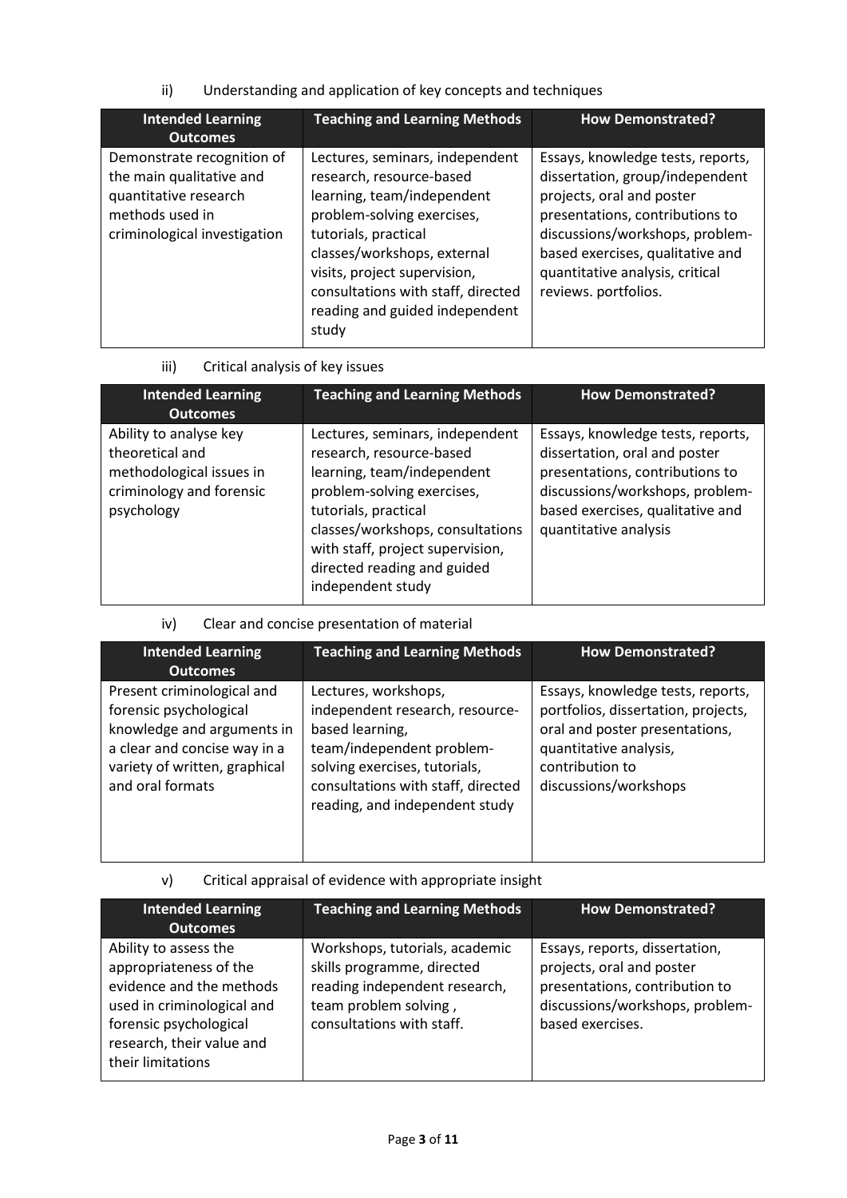ii) Understanding and application of key concepts and techniques

| Intended Learning Outcomes | Teaching and Learning Methods | How Demonstrated? |
| --- | --- | --- |
| Demonstrate recognition of the main qualitative and quantitative research methods used in criminological investigation | Lectures, seminars, independent research, resource-based learning, team/independent problem-solving exercises, tutorials, practical classes/workshops, external visits, project supervision, consultations with staff, directed reading and guided independent study | Essays, knowledge tests, reports, dissertation, group/independent projects, oral and poster presentations, contributions to discussions/workshops, problem-based exercises, qualitative and quantitative analysis, critical reviews. portfolios. |

iii) Critical analysis of key issues

| Intended Learning Outcomes | Teaching and Learning Methods | How Demonstrated? |
| --- | --- | --- |
| Ability to analyse key theoretical and methodological issues in criminology and forensic psychology | Lectures, seminars, independent research, resource-based learning, team/independent problem-solving exercises, tutorials, practical classes/workshops, consultations with staff, project supervision, directed reading and guided independent study | Essays, knowledge tests, reports, dissertation, oral and poster presentations, contributions to discussions/workshops, problem-based exercises, qualitative and quantitative analysis |

iv) Clear and concise presentation of material

| Intended Learning Outcomes | Teaching and Learning Methods | How Demonstrated? |
| --- | --- | --- |
| Present criminological and forensic psychological knowledge and arguments in a clear and concise way in a variety of written, graphical and oral formats | Lectures, workshops, independent research, resource-based learning, team/independent problem-solving exercises, tutorials, consultations with staff, directed reading, and independent study | Essays, knowledge tests, reports, portfolios, dissertation, projects, oral and poster presentations, quantitative analysis, contribution to discussions/workshops |

v) Critical appraisal of evidence with appropriate insight

| Intended Learning Outcomes | Teaching and Learning Methods | How Demonstrated? |
| --- | --- | --- |
| Ability to assess the appropriateness of the evidence and the methods used in criminological and forensic psychological research, their value and their limitations | Workshops, tutorials, academic skills programme, directed reading independent research, team problem solving , consultations with staff. | Essays, reports, dissertation, projects, oral and poster presentations, contribution to discussions/workshops, problem-based exercises. |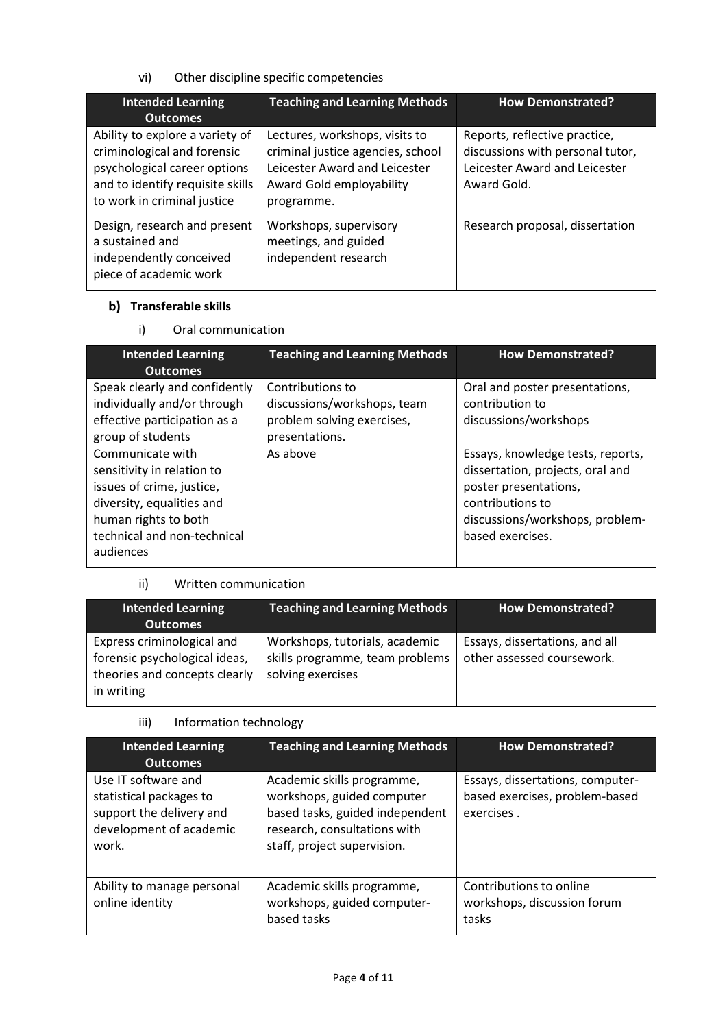vi) Other discipline specific competencies

| Intended Learning Outcomes | Teaching and Learning Methods | How Demonstrated? |
|---|---|---|
| Ability to explore a variety of criminological and forensic psychological career options and to identify requisite skills to work in criminal justice | Lectures, workshops, visits to criminal justice agencies, school Leicester Award and Leicester Award Gold employability programme. | Reports, reflective practice, discussions with personal tutor, Leicester Award and Leicester Award Gold. |
| Design, research and present a sustained and independently conceived piece of academic work | Workshops, supervisory meetings, and guided independent research | Research proposal, dissertation |

## b) Transferable skills

i) Oral communication

| Intended Learning Outcomes | Teaching and Learning Methods | How Demonstrated? |
|---|---|---|
| Speak clearly and confidently individually and/or through effective participation as a group of students | Contributions to discussions/workshops, team problem solving exercises, presentations. | Oral and poster presentations, contribution to discussions/workshops |
| Communicate with sensitivity in relation to issues of crime, justice, diversity, equalities and human rights to both technical and non-technical audiences | As above | Essays, knowledge tests, reports, dissertation, projects, oral and poster presentations, contributions to discussions/workshops, problem-based exercises. |

ii) Written communication

| Intended Learning Outcomes | Teaching and Learning Methods | How Demonstrated? |
|---|---|---|
| Express criminological and forensic psychological ideas, theories and concepts clearly in writing | Workshops, tutorials, academic skills programme, team problems solving exercises | Essays, dissertations, and all other assessed coursework. |

iii) Information technology

| Intended Learning Outcomes | Teaching and Learning Methods | How Demonstrated? |
|---|---|---|
| Use IT software and statistical packages to support the delivery and development of academic work. | Academic skills programme, workshops, guided computer based tasks, guided independent research, consultations with staff, project supervision. | Essays, dissertations, computer-based exercises, problem-based exercises . |
| Ability to manage personal online identity | Academic skills programme, workshops, guided computer-based tasks | Contributions to online workshops, discussion forum tasks |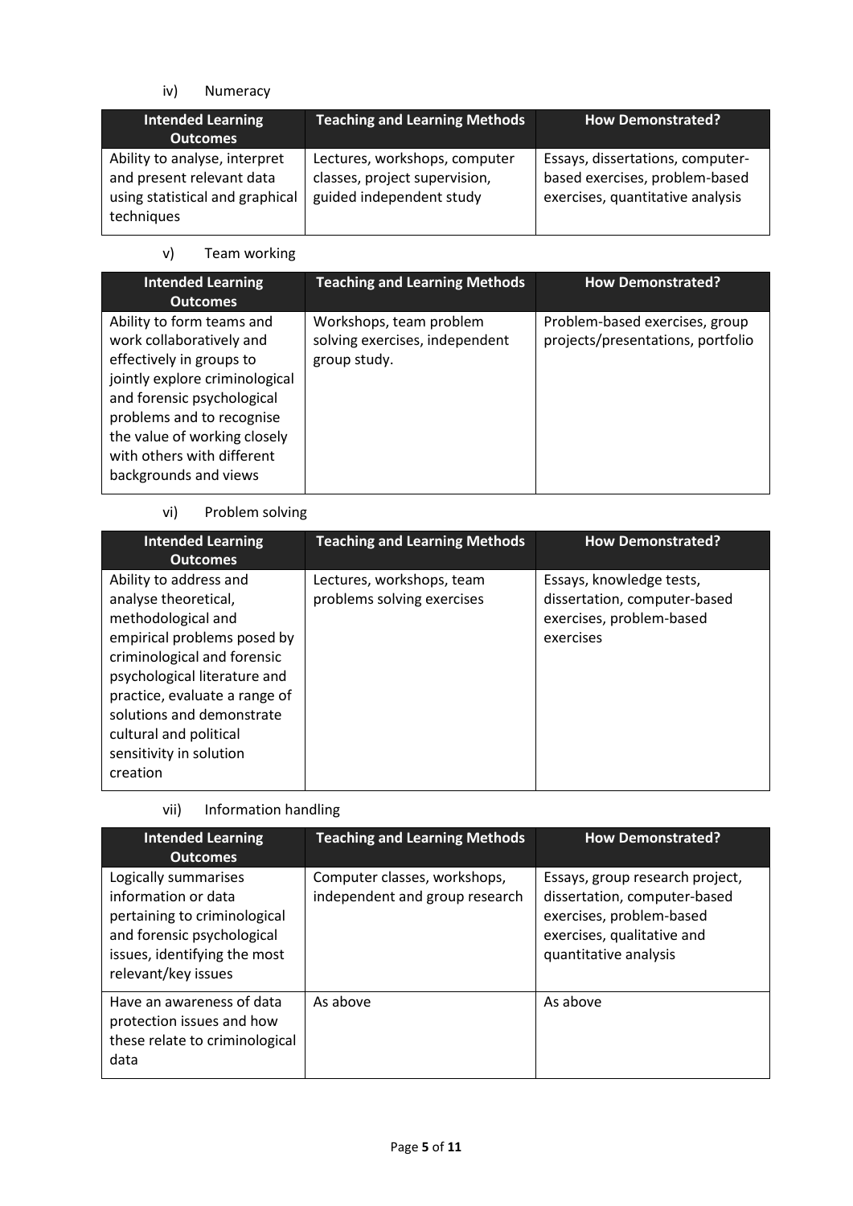iv) Numeracy

| Intended Learning Outcomes | Teaching and Learning Methods | How Demonstrated? |
|---|---|---|
| Ability to analyse, interpret and present relevant data using statistical and graphical techniques | Lectures, workshops, computer classes, project supervision, guided independent study | Essays, dissertations, computer-based exercises, problem-based exercises, quantitative analysis |

v) Team working

| Intended Learning Outcomes | Teaching and Learning Methods | How Demonstrated? |
|---|---|---|
| Ability to form teams and work collaboratively and effectively in groups to jointly explore criminological and forensic psychological problems and to recognise the value of working closely with others with different backgrounds and views | Workshops, team problem solving exercises, independent group study. | Problem-based exercises, group projects/presentations, portfolio |

vi) Problem solving

| Intended Learning Outcomes | Teaching and Learning Methods | How Demonstrated? |
|---|---|---|
| Ability to address and analyse theoretical, methodological and empirical problems posed by criminological and forensic psychological literature and practice, evaluate a range of solutions and demonstrate cultural and political sensitivity in solution creation | Lectures, workshops, team problems solving exercises | Essays, knowledge tests, dissertation, computer-based exercises, problem-based exercises |

vii) Information handling

| Intended Learning Outcomes | Teaching and Learning Methods | How Demonstrated? |
|---|---|---|
| Logically summarises information or data pertaining to criminological and forensic psychological issues, identifying the most relevant/key issues | Computer classes, workshops, independent and group research | Essays, group research project, dissertation, computer-based exercises, problem-based exercises, qualitative and quantitative analysis |
| Have an awareness of data protection issues and how these relate to criminological data | As above | As above |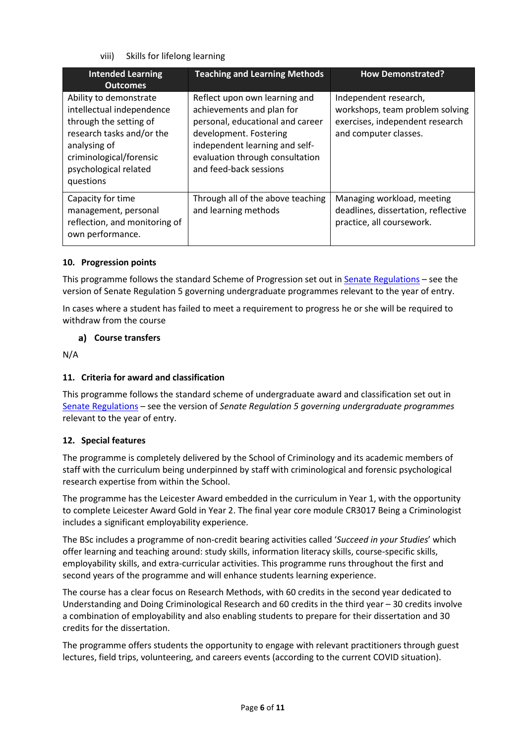viii) Skills for lifelong learning

| Intended Learning Outcomes | Teaching and Learning Methods | How Demonstrated? |
| --- | --- | --- |
| Ability to demonstrate intellectual independence through the setting of research tasks and/or the analysing of criminological/forensic psychological related questions | Reflect upon own learning and achievements and plan for personal, educational and career development. Fostering independent learning and self-evaluation through consultation and feed-back sessions | Independent research, workshops, team problem solving exercises, independent research and computer classes. |
| Capacity for time management, personal reflection, and monitoring of own performance. | Through all of the above teaching and learning methods | Managing workload, meeting deadlines, dissertation, reflective practice, all coursework. |

### 10. Progression points

This programme follows the standard Scheme of Progression set out in Senate Regulations – see the version of Senate Regulation 5 governing undergraduate programmes relevant to the year of entry.

In cases where a student has failed to meet a requirement to progress he or she will be required to withdraw from the course

#### a) Course transfers

N/A

### 11. Criteria for award and classification

This programme follows the standard scheme of undergraduate award and classification set out in Senate Regulations – see the version of *Senate Regulation 5 governing undergraduate programmes* relevant to the year of entry.

### 12. Special features

The programme is completely delivered by the School of Criminology and its academic members of staff with the curriculum being underpinned by staff with criminological and forensic psychological research expertise from within the School.

The programme has the Leicester Award embedded in the curriculum in Year 1, with the opportunity to complete Leicester Award Gold in Year 2. The final year core module CR3017 Being a Criminologist includes a significant employability experience.

The BSc includes a programme of non-credit bearing activities called '*Succeed in your Studies*' which offer learning and teaching around: study skills, information literacy skills, course-specific skills, employability skills, and extra-curricular activities. This programme runs throughout the first and second years of the programme and will enhance students learning experience.

The course has a clear focus on Research Methods, with 60 credits in the second year dedicated to Understanding and Doing Criminological Research and 60 credits in the third year – 30 credits involve a combination of employability and also enabling students to prepare for their dissertation and 30 credits for the dissertation.

The programme offers students the opportunity to engage with relevant practitioners through guest lectures, field trips, volunteering, and careers events (according to the current COVID situation).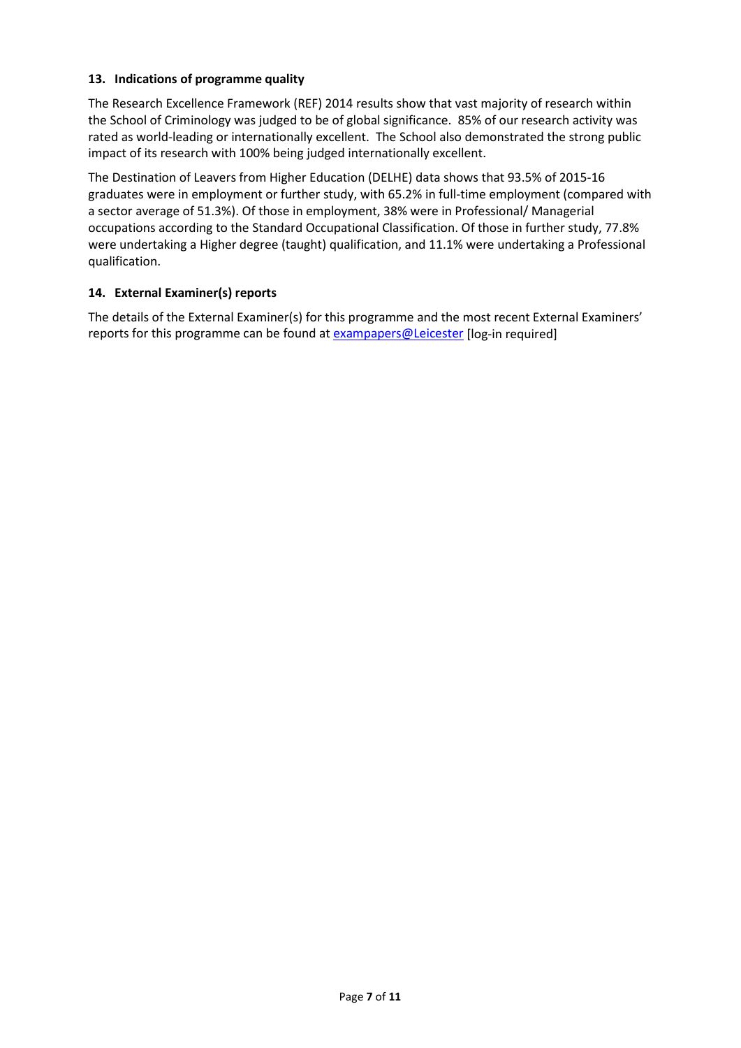### 13. Indications of programme quality

The Research Excellence Framework (REF) 2014 results show that vast majority of research within the School of Criminology was judged to be of global significance. 85% of our research activity was rated as world-leading or internationally excellent. The School also demonstrated the strong public impact of its research with 100% being judged internationally excellent.

The Destination of Leavers from Higher Education (DELHE) data shows that 93.5% of 2015-16 graduates were in employment or further study, with 65.2% in full-time employment (compared with a sector average of 51.3%). Of those in employment, 38% were in Professional/ Managerial occupations according to the Standard Occupational Classification. Of those in further study, 77.8% were undertaking a Higher degree (taught) qualification, and 11.1% were undertaking a Professional qualification.

### 14. External Examiner(s) reports

The details of the External Examiner(s) for this programme and the most recent External Examiners' reports for this programme can be found at exampapers@Leicester [log-in required]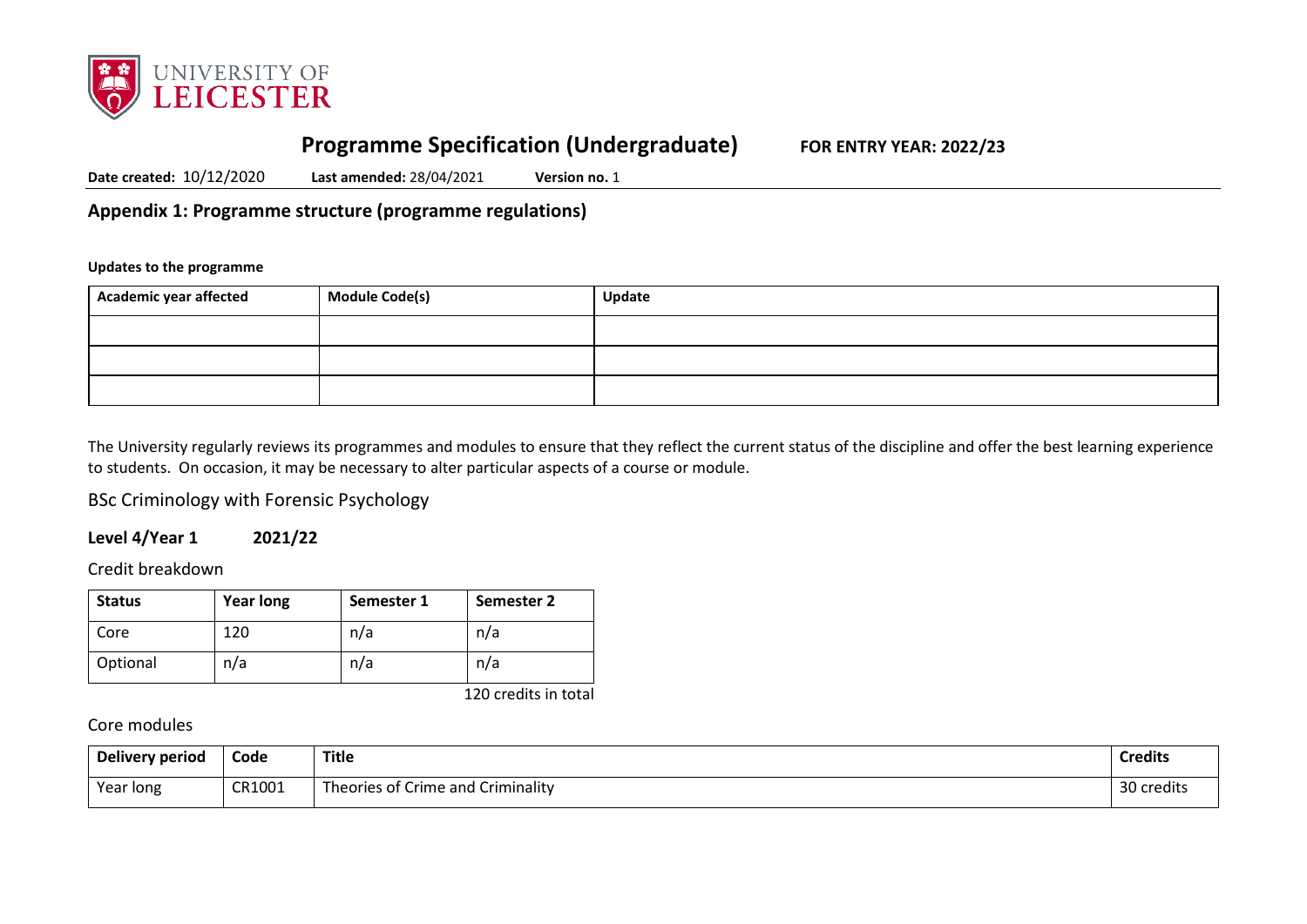# Programme Specification (Undergraduate) FOR ENTRY YEAR: 2022/23

**Date created:** 10/12/2020 **Last amended:** 28/04/2021 **Version no.** 1

## Appendix 1: Programme structure (programme regulations)

**Updates to the programme**

| Academic year affected | Module Code(s) | Update |
|---|---|---|
| | | |
| | | |
| | | |

The University regularly reviews its programmes and modules to ensure that they reflect the current status of the discipline and offer the best learning experience to students. On occasion, it may be necessary to alter particular aspects of a course or module.

BSc Criminology with Forensic Psychology

### Level 4/Year 1 2021/22

Credit breakdown

| Status | Year long | Semester 1 | Semester 2 |
|---|---|---|---|
| Core | 120 | n/a | n/a |
| Optional | n/a | n/a | n/a |

120 credits in total

Core modules

| Delivery period | Code | Title | Credits |
|---|---|---|---|
| Year long | CR1001 | Theories of Crime and Criminality | 30 credits |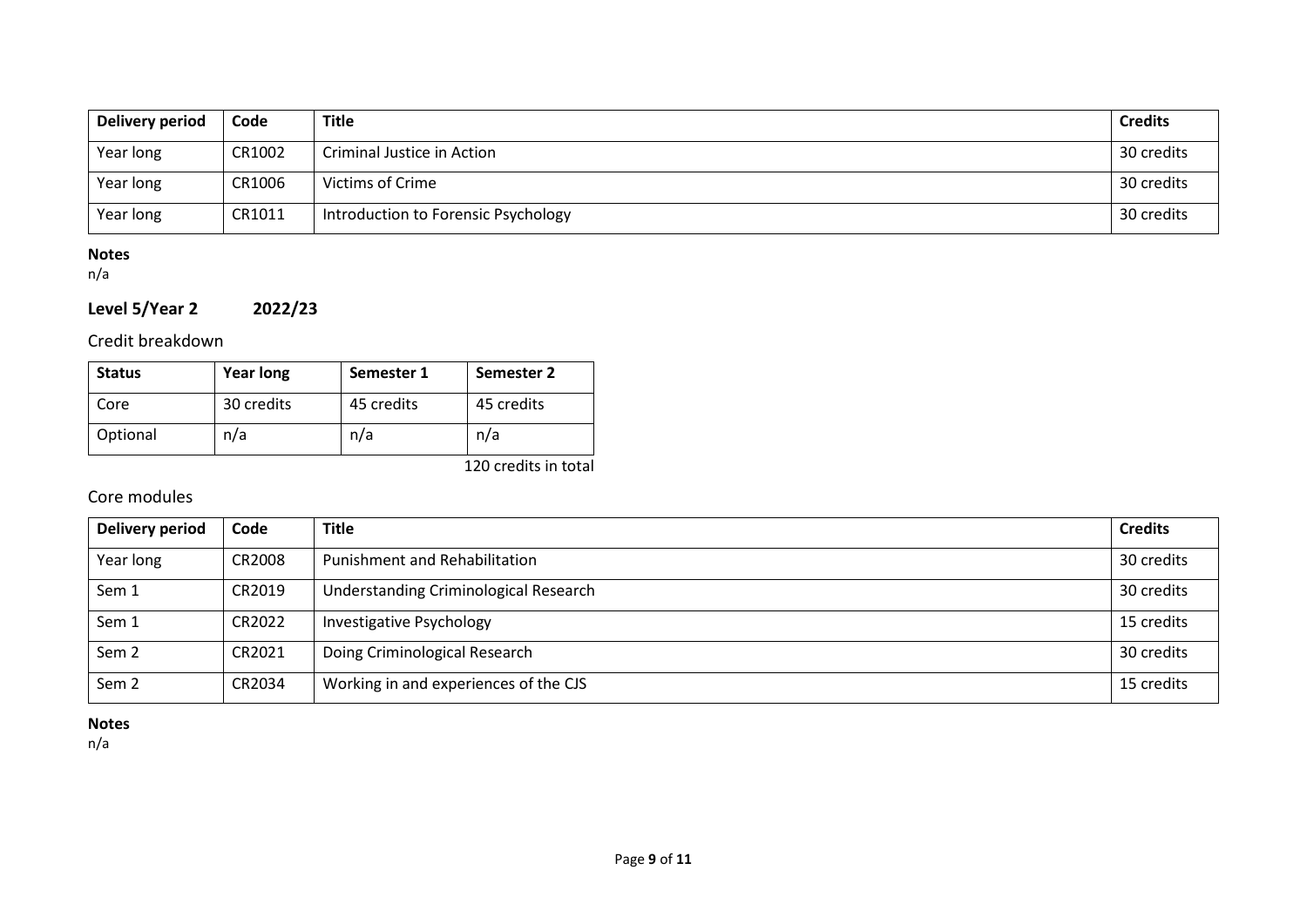| Delivery period | Code | Title | Credits |
|---|---|---|---|
| Year long | CR1002 | Criminal Justice in Action | 30 credits |
| Year long | CR1006 | Victims of Crime | 30 credits |
| Year long | CR1011 | Introduction to Forensic Psychology | 30 credits |

**Notes**
n/a

### Level 5/Year 2 2022/23

#### Credit breakdown

| Status | Year long | Semester 1 | Semester 2 |
|---|---|---|---|
| Core | 30 credits | 45 credits | 45 credits |
| Optional | n/a | n/a | n/a |

120 credits in total

#### Core modules

| Delivery period | Code | Title | Credits |
|---|---|---|---|
| Year long | CR2008 | Punishment and Rehabilitation | 30 credits |
| Sem 1 | CR2019 | Understanding Criminological Research | 30 credits |
| Sem 1 | CR2022 | Investigative Psychology | 15 credits |
| Sem 2 | CR2021 | Doing Criminological Research | 30 credits |
| Sem 2 | CR2034 | Working in and experiences of the CJS | 15 credits |

**Notes**
n/a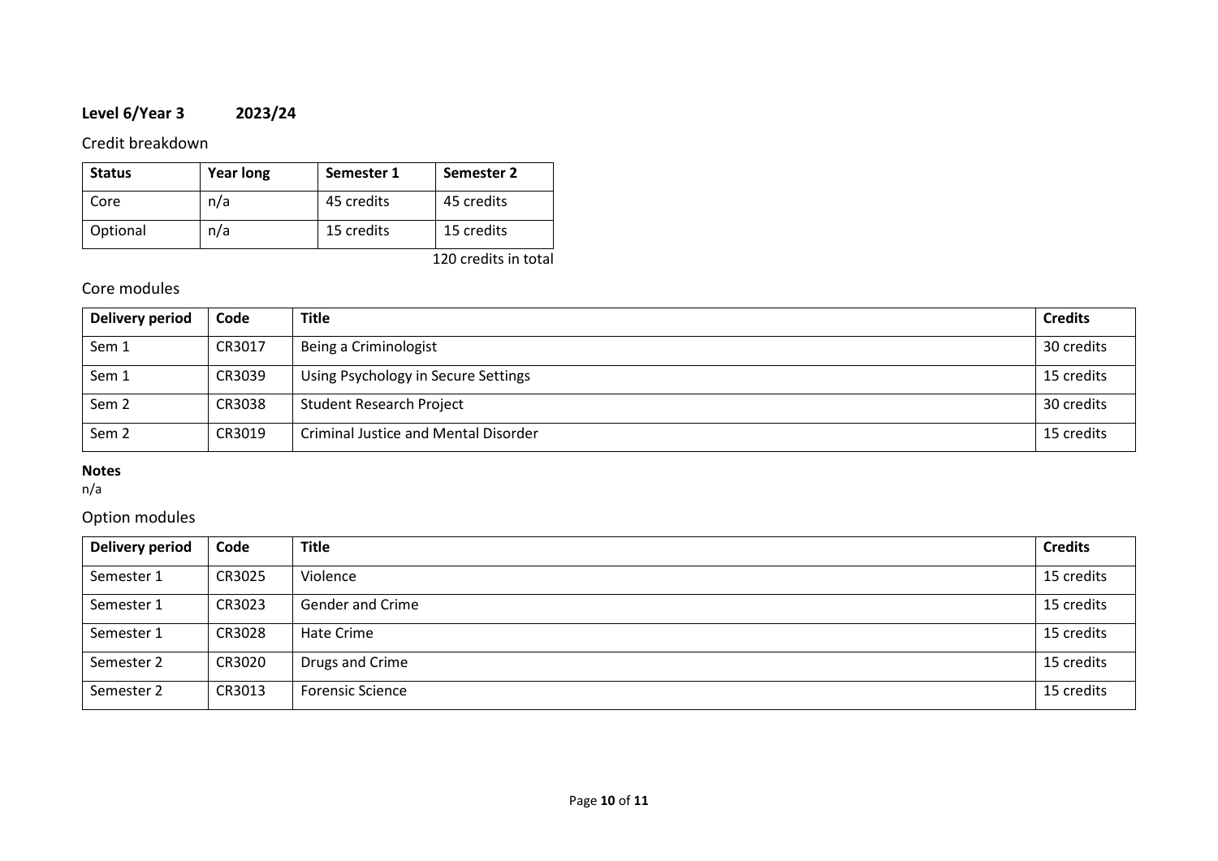**Level 6/Year 3 2023/24**

Credit breakdown

| Status | Year long | Semester 1 | Semester 2 |
|---|---|---|---|
| Core | n/a | 45 credits | 45 credits |
| Optional | n/a | 15 credits | 15 credits |

120 credits in total

Core modules

| Delivery period | Code | Title | Credits |
|---|---|---|---|
| Sem 1 | CR3017 | Being a Criminologist | 30 credits |
| Sem 1 | CR3039 | Using Psychology in Secure Settings | 15 credits |
| Sem 2 | CR3038 | Student Research Project | 30 credits |
| Sem 2 | CR3019 | Criminal Justice and Mental Disorder | 15 credits |

**Notes**
n/a

Option modules

| Delivery period | Code | Title | Credits |
|---|---|---|---|
| Semester 1 | CR3025 | Violence | 15 credits |
| Semester 1 | CR3023 | Gender and Crime | 15 credits |
| Semester 1 | CR3028 | Hate Crime | 15 credits |
| Semester 2 | CR3020 | Drugs and Crime | 15 credits |
| Semester 2 | CR3013 | Forensic Science | 15 credits |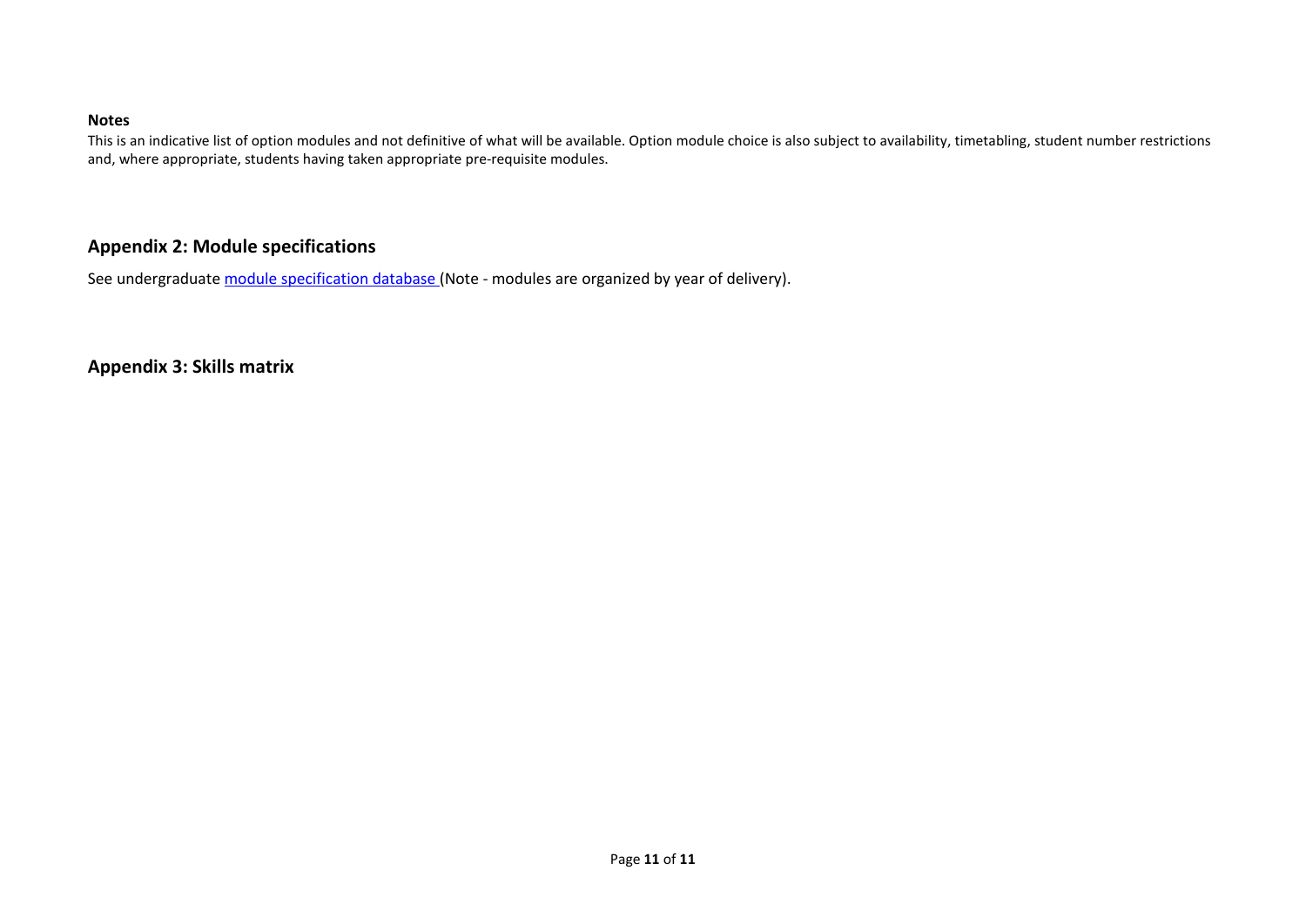**Notes**

This is an indicative list of option modules and not definitive of what will be available. Option module choice is also subject to availability, timetabling, student number restrictions and, where appropriate, students having taken appropriate pre-requisite modules.

## Appendix 2: Module specifications

See undergraduate module specification database (Note - modules are organized by year of delivery).

## Appendix 3: Skills matrix